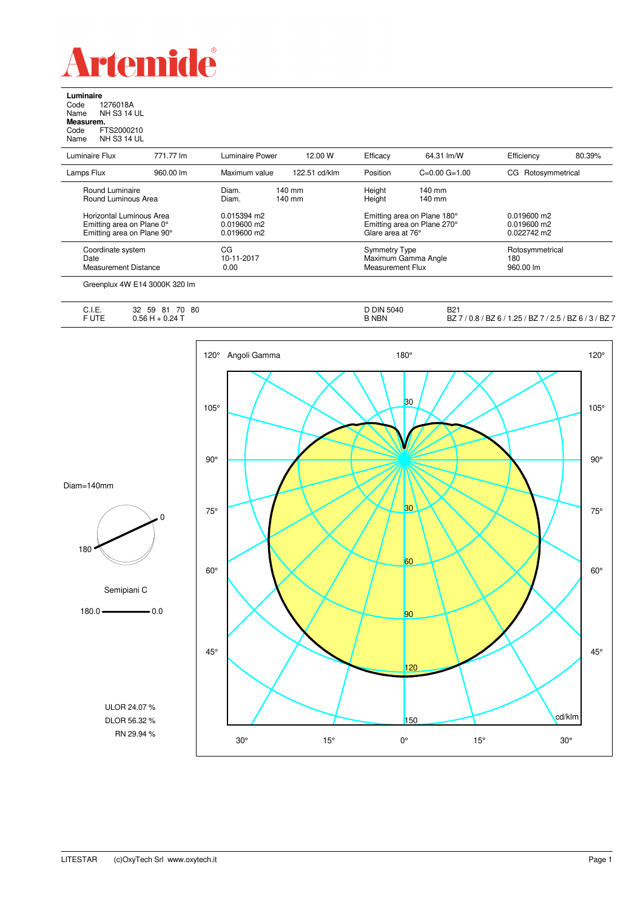# Artemide

**Luminaire**
Code 1276018A
Name NH S3 14 UL
**Measurem.**
Code FTS2000210
Name NH S3 14 UL

| Luminaire Flux | 771.77 lm | Luminaire Power | 12.00 W | Efficacy | 64.31 lm/W | Efficiency | 80.39% |
|---|---|---|---|---|---|---|---|
| Lamps Flux | 960.00 lm | Maximum value | 122.51 cd/klm | Position | C=0.00 G=1.00 | CG | Rotosymmetrical |

| | | | |
|---|---|---|---|
| Round Luminaire | Diam. 140 mm | Height | 140 mm |
| Round Luminous Area | Diam. 140 mm | Height | 140 mm |
| Horizontal Luminous Area | 0.015394 m2 | Emitting area on Plane 180° | 0.019600 m2 |
| Emitting area on Plane 0° | 0.019600 m2 | Emitting area on Plane 270° | 0.019600 m2 |
| Emitting area on Plane 90° | 0.019600 m2 | Glare area at 76° | 0.022742 m2 |
| Coordinate system | CG | Symmetry Type | Rotosymmetrical |
| Date | 10-11-2017 | Maximum Gamma Angle | 180 |
| Measurement Distance | 0.00 | Measurement Flux | 960.00 lm |

Greenplux 4W E14 3000K 320 lm

| | | | |
|---|---|---|---|
| C.I.E. | 32 59 81 70 80 | D DIN 5040 | B21 |
| F UTE | 0.56 H + 0.24 T | B NBN | BZ 7 / 0.8 / BZ 6 / 1.25 / BZ 7 / 2.5 / BZ 6 / 3 / BZ 7 |

Diam=140mm

180 — 0

Semipiani C

180.0 — 0.0

ULOR 24.07 %
DLOR 56.32 %
RN 29.94 %

Angoli Gamma — cd/klm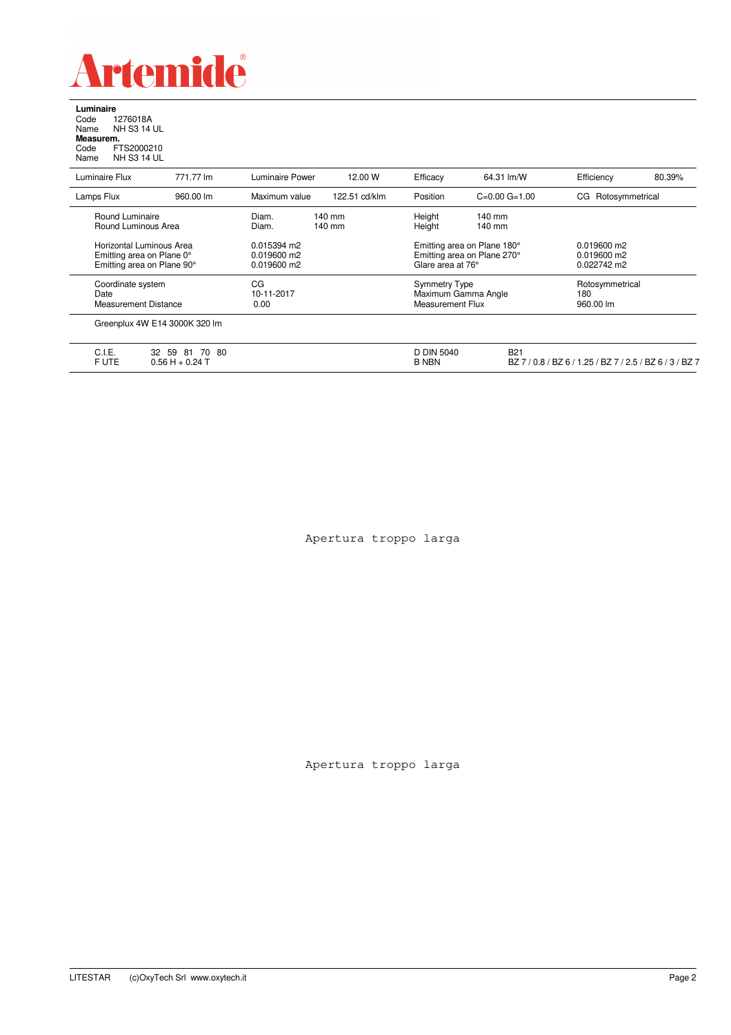# Artemide

**Luminaire**
Code 1276018A
Name NH S3 14 UL
**Measurem.**
Code FTS2000210
Name NH S3 14 UL

| | | | | | | | |
|---|---|---|---|---|---|---|---|
| Luminaire Flux | 771.77 lm | Luminaire Power | 12.00 W | Efficacy | 64.31 lm/W | Efficiency | 80.39% |
| Lamps Flux | 960.00 lm | Maximum value | 122.51 cd/klm | Position | C=0.00 G=1.00 | CG Rotosymmetrical | |

| | | | | | |
|---|---|---|---|---|---|
| Round Luminaire | Diam. | 140 mm | Height | 140 mm | |
| Round Luminous Area | Diam. | 140 mm | Height | 140 mm | |
| Horizontal Luminous Area | 0.015394 m2 | | Emitting area on Plane 180° | | 0.019600 m2 |
| Emitting area on Plane 0° | 0.019600 m2 | | Emitting area on Plane 270° | | 0.019600 m2 |
| Emitting area on Plane 90° | 0.019600 m2 | | Glare area at 76° | | 0.022742 m2 |
| Coordinate system | CG | | Symmetry Type | | Rotosymmetrical |
| Date | 10-11-2017 | | Maximum Gamma Angle | | 180 |
| Measurement Distance | 0.00 | | Measurement Flux | | 960.00 lm |

Greenplux 4W E14 3000K 320 lm

| | | | |
|---|---|---|---|
| C.I.E. | 32 59 81 70 80 | D DIN 5040 | B21 |
| F UTE | 0.56 H + 0.24 T | B NBN | BZ 7 / 0.8 / BZ 6 / 1.25 / BZ 7 / 2.5 / BZ 6 / 3 / BZ 7 |

Apertura troppo larga

Apertura troppo larga